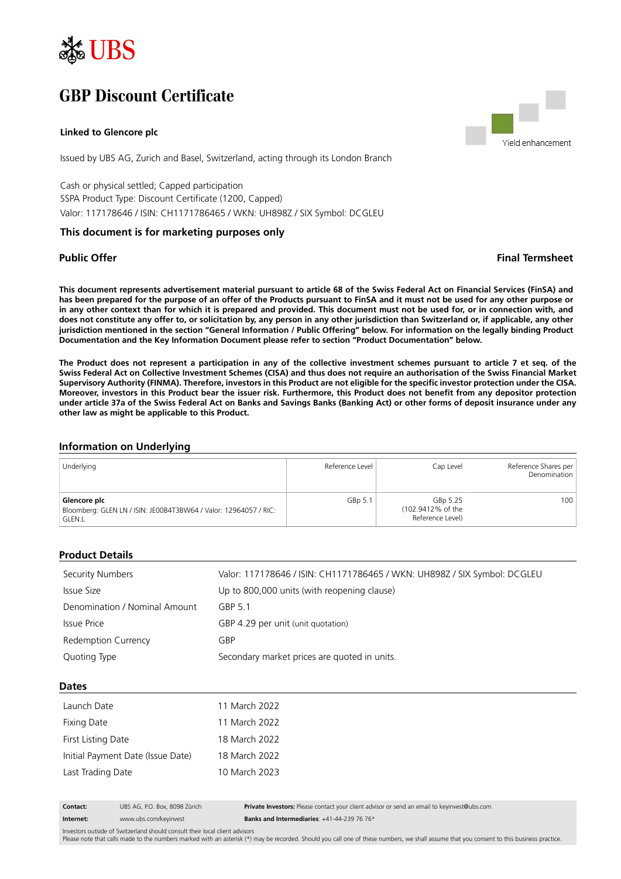UBS

# GBP Discount Certificate

**Linked to Glencore plc**

Yield enhancement

Issued by UBS AG, Zurich and Basel, Switzerland, acting through its London Branch

Cash or physical settled; Capped participation
SSPA Product Type: Discount Certificate (1200, Capped)
Valor: 117178646 / ISIN: CH1171786465 / WKN: UH898Z / SIX Symbol: DCGLEU

**This document is for marketing purposes only**

**Public Offer** | **Final Termsheet**

**This document represents advertisement material pursuant to article 68 of the Swiss Federal Act on Financial Services (FinSA) and has been prepared for the purpose of an offer of the Products pursuant to FinSA and it must not be used for any other purpose or in any other context than for which it is prepared and provided. This document must not be used for, or in connection with, and does not constitute any offer to, or solicitation by, any person in any other jurisdiction than Switzerland or, if applicable, any other jurisdiction mentioned in the section "General Information / Public Offering" below. For information on the legally binding Product Documentation and the Key Information Document please refer to section "Product Documentation" below.**

**The Product does not represent a participation in any of the collective investment schemes pursuant to article 7 et seq. of the Swiss Federal Act on Collective Investment Schemes (CISA) and thus does not require an authorisation of the Swiss Financial Market Supervisory Authority (FINMA). Therefore, investors in this Product are not eligible for the specific investor protection under the CISA. Moreover, investors in this Product bear the issuer risk. Furthermore, this Product does not benefit from any depositor protection under article 37a of the Swiss Federal Act on Banks and Savings Banks (Banking Act) or other forms of deposit insurance under any other law as might be applicable to this Product.**

## Information on Underlying

| Underlying | Reference Level | Cap Level | Reference Shares per Denomination |
|---|---|---|---|
| **Glencore plc**<br>Bloomberg: GLEN LN / ISIN: JE00B4T3BW64 / Valor: 12964057 / RIC: GLEN.L | GBp 5.1 | GBp 5.25<br>(102.9412% of the Reference Level) | 100 |

## Product Details

| | |
|---|---|
| Security Numbers | Valor: 117178646 / ISIN: CH1171786465 / WKN: UH898Z / SIX Symbol: DCGLEU |
| Issue Size | Up to 800,000 units (with reopening clause) |
| Denomination / Nominal Amount | GBP 5.1 |
| Issue Price | GBP 4.29 per unit (unit quotation) |
| Redemption Currency | GBP |
| Quoting Type | Secondary market prices are quoted in units. |

## Dates

| | |
|---|---|
| Launch Date | 11 March 2022 |
| Fixing Date | 11 March 2022 |
| First Listing Date | 18 March 2022 |
| Initial Payment Date (Issue Date) | 18 March 2022 |
| Last Trading Date | 10 March 2023 |

| | | |
|---|---|---|
| **Contact:** | UBS AG, P.O. Box, 8098 Zürich | **Private Investors:** Please contact your client advisor or send an email to keyinvest@ubs.com |
| **Internet:** | www.ubs.com/keyinvest | **Banks and Intermediaries**: +41-44-239 76 76* |

Investors outside of Switzerland should consult their local client advisors
Please note that calls made to the numbers marked with an asterisk (*) may be recorded. Should you call one of these numbers, we shall assume that you consent to this business practice.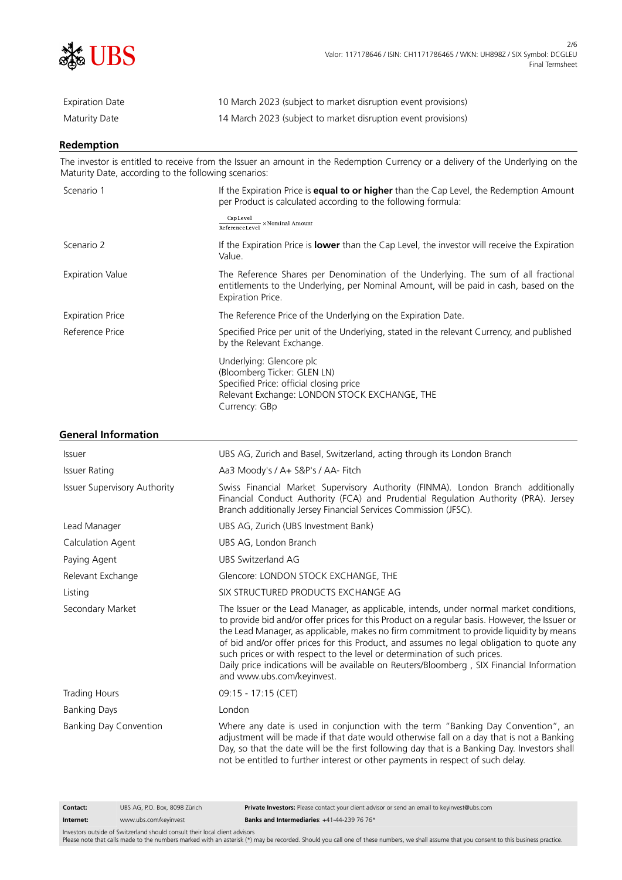| | |
|---|---|
| Expiration Date | 10 March 2023 (subject to market disruption event provisions) |
| Maturity Date | 14 March 2023 (subject to market disruption event provisions) |

## Redemption

The investor is entitled to receive from the Issuer an amount in the Redemption Currency or a delivery of the Underlying on the Maturity Date, according to the following scenarios:

| | |
|---|---|
| Scenario 1 | If the Expiration Price is **equal to or higher** than the Cap Level, the Redemption Amount per Product is calculated according to the following formula: $\frac{\text{Cap Level}}{\text{Reference Level}} \times \text{Nominal Amount}$ |
| Scenario 2 | If the Expiration Price is **lower** than the Cap Level, the investor will receive the Expiration Value. |
| Expiration Value | The Reference Shares per Denomination of the Underlying. The sum of all fractional entitlements to the Underlying, per Nominal Amount, will be paid in cash, based on the Expiration Price. |
| Expiration Price | The Reference Price of the Underlying on the Expiration Date. |
| Reference Price | Specified Price per unit of the Underlying, stated in the relevant Currency, and published by the Relevant Exchange.<br><br>Underlying: Glencore plc<br>(Bloomberg Ticker: GLEN LN)<br>Specified Price: official closing price<br>Relevant Exchange: LONDON STOCK EXCHANGE, THE<br>Currency: GBp |

## General Information

| | |
|---|---|
| Issuer | UBS AG, Zurich and Basel, Switzerland, acting through its London Branch |
| Issuer Rating | Aa3 Moody's / A+ S&P's / AA- Fitch |
| Issuer Supervisory Authority | Swiss Financial Market Supervisory Authority (FINMA). London Branch additionally Financial Conduct Authority (FCA) and Prudential Regulation Authority (PRA). Jersey Branch additionally Jersey Financial Services Commission (JFSC). |
| Lead Manager | UBS AG, Zurich (UBS Investment Bank) |
| Calculation Agent | UBS AG, London Branch |
| Paying Agent | UBS Switzerland AG |
| Relevant Exchange | Glencore: LONDON STOCK EXCHANGE, THE |
| Listing | SIX STRUCTURED PRODUCTS EXCHANGE AG |
| Secondary Market | The Issuer or the Lead Manager, as applicable, intends, under normal market conditions, to provide bid and/or offer prices for this Product on a regular basis. However, the Issuer or the Lead Manager, as applicable, makes no firm commitment to provide liquidity by means of bid and/or offer prices for this Product, and assumes no legal obligation to quote any such prices or with respect to the level or determination of such prices.<br>Daily price indications will be available on Reuters/Bloomberg , SIX Financial Information and www.ubs.com/keyinvest. |
| Trading Hours | 09:15 - 17:15 (CET) |
| Banking Days | London |
| Banking Day Convention | Where any date is used in conjunction with the term "Banking Day Convention", an adjustment will be made if that date would otherwise fall on a day that is not a Banking Day, so that the date will be the first following day that is a Banking Day. Investors shall not be entitled to further interest or other payments in respect of such delay. |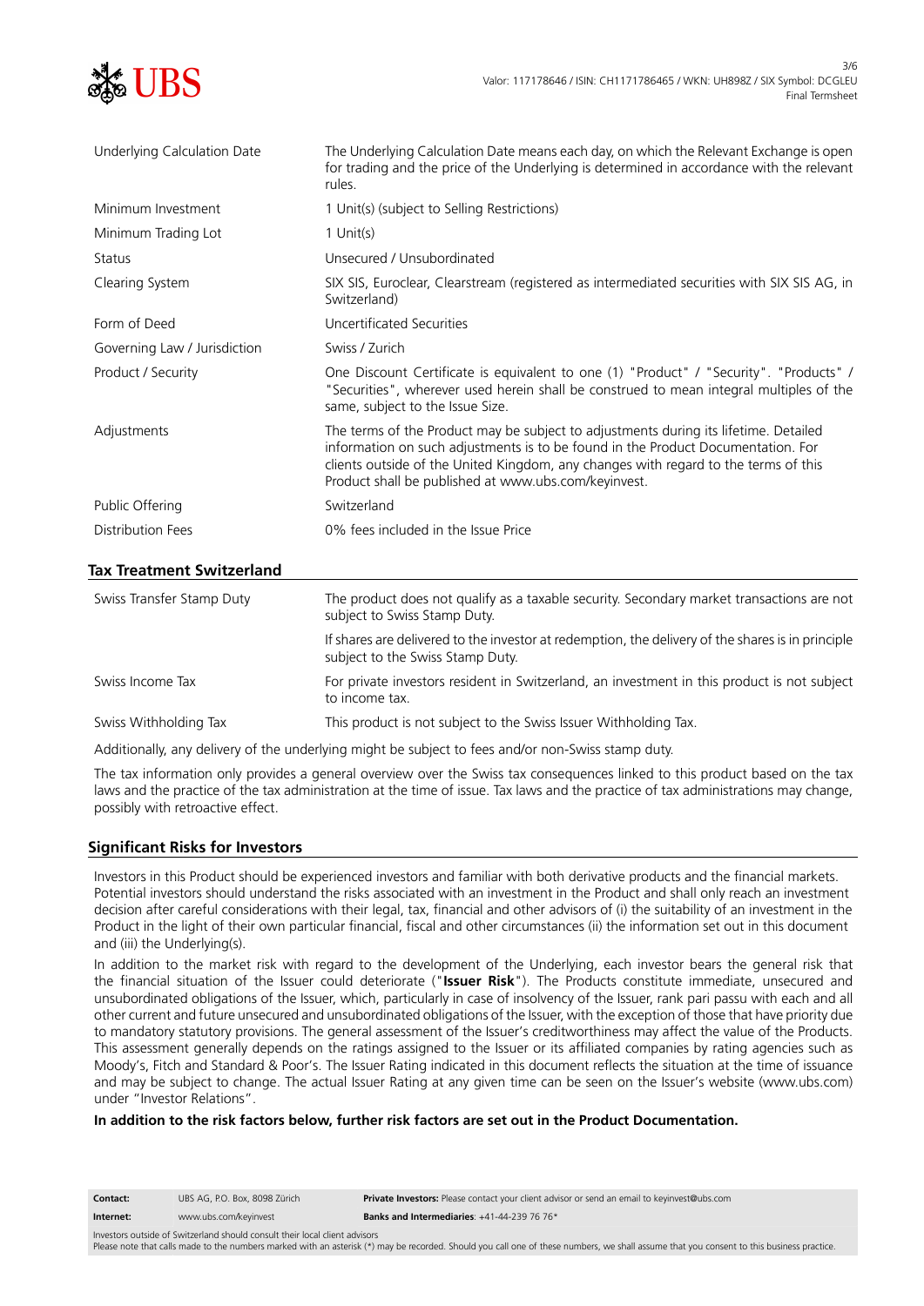| | |
|---|---|
| Underlying Calculation Date | The Underlying Calculation Date means each day, on which the Relevant Exchange is open for trading and the price of the Underlying is determined in accordance with the relevant rules. |
| Minimum Investment | 1 Unit(s) (subject to Selling Restrictions) |
| Minimum Trading Lot | 1 Unit(s) |
| Status | Unsecured / Unsubordinated |
| Clearing System | SIX SIS, Euroclear, Clearstream (registered as intermediated securities with SIX SIS AG, in Switzerland) |
| Form of Deed | Uncertificated Securities |
| Governing Law / Jurisdiction | Swiss / Zurich |
| Product / Security | One Discount Certificate is equivalent to one (1) "Product" / "Security". "Products" / "Securities", wherever used herein shall be construed to mean integral multiples of the same, subject to the Issue Size. |
| Adjustments | The terms of the Product may be subject to adjustments during its lifetime. Detailed information on such adjustments is to be found in the Product Documentation. For clients outside of the United Kingdom, any changes with regard to the terms of this Product shall be published at www.ubs.com/keyinvest. |
| Public Offering | Switzerland |
| Distribution Fees | 0% fees included in the Issue Price |

## Tax Treatment Switzerland

| | |
|---|---|
| Swiss Transfer Stamp Duty | The product does not qualify as a taxable security. Secondary market transactions are not subject to Swiss Stamp Duty.<br>If shares are delivered to the investor at redemption, the delivery of the shares is in principle subject to the Swiss Stamp Duty. |
| Swiss Income Tax | For private investors resident in Switzerland, an investment in this product is not subject to income tax. |
| Swiss Withholding Tax | This product is not subject to the Swiss Issuer Withholding Tax. |

Additionally, any delivery of the underlying might be subject to fees and/or non-Swiss stamp duty.

The tax information only provides a general overview over the Swiss tax consequences linked to this product based on the tax laws and the practice of the tax administration at the time of issue. Tax laws and the practice of tax administrations may change, possibly with retroactive effect.

## Significant Risks for Investors

Investors in this Product should be experienced investors and familiar with both derivative products and the financial markets. Potential investors should understand the risks associated with an investment in the Product and shall only reach an investment decision after careful considerations with their legal, tax, financial and other advisors of (i) the suitability of an investment in the Product in the light of their own particular financial, fiscal and other circumstances (ii) the information set out in this document and (iii) the Underlying(s).

In addition to the market risk with regard to the development of the Underlying, each investor bears the general risk that the financial situation of the Issuer could deteriorate ("**Issuer Risk**"). The Products constitute immediate, unsecured and unsubordinated obligations of the Issuer, which, particularly in case of insolvency of the Issuer, rank pari passu with each and all other current and future unsecured and unsubordinated obligations of the Issuer, with the exception of those that have priority due to mandatory statutory provisions. The general assessment of the Issuer's creditworthiness may affect the value of the Products. This assessment generally depends on the ratings assigned to the Issuer or its affiliated companies by rating agencies such as Moody's, Fitch and Standard & Poor's. The Issuer Rating indicated in this document reflects the situation at the time of issuance and may be subject to change. The actual Issuer Rating at any given time can be seen on the Issuer's website (www.ubs.com) under "Investor Relations".

**In addition to the risk factors below, further risk factors are set out in the Product Documentation.**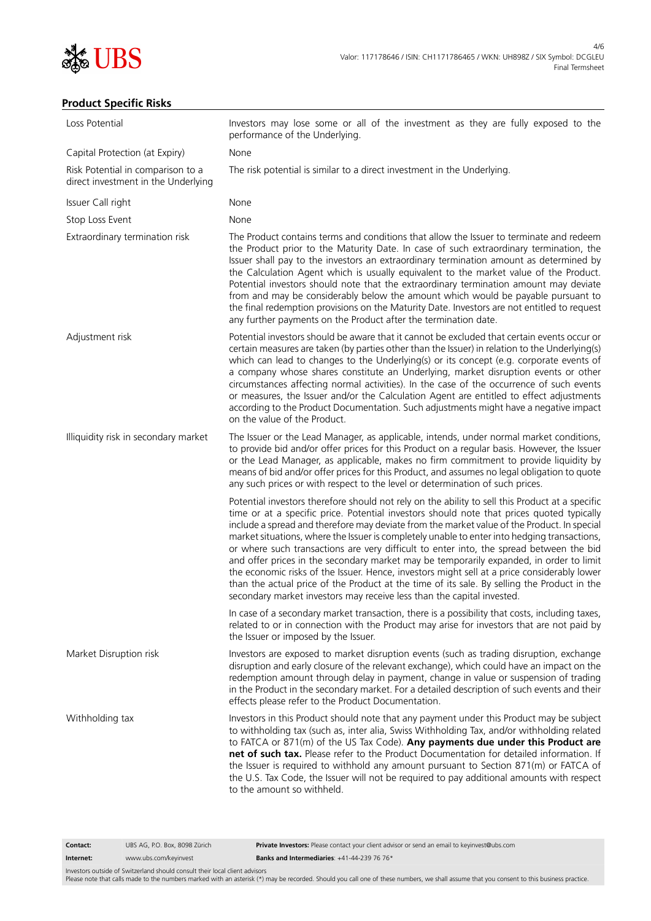## Product Specific Risks

| | |
|---|---|
| Loss Potential | Investors may lose some or all of the investment as they are fully exposed to the performance of the Underlying. |
| Capital Protection (at Expiry) | None |
| Risk Potential in comparison to a direct investment in the Underlying | The risk potential is similar to a direct investment in the Underlying. |
| Issuer Call right | None |
| Stop Loss Event | None |
| Extraordinary termination risk | The Product contains terms and conditions that allow the Issuer to terminate and redeem the Product prior to the Maturity Date. In case of such extraordinary termination, the Issuer shall pay to the investors an extraordinary termination amount as determined by the Calculation Agent which is usually equivalent to the market value of the Product. Potential investors should note that the extraordinary termination amount may deviate from and may be considerably below the amount which would be payable pursuant to the final redemption provisions on the Maturity Date. Investors are not entitled to request any further payments on the Product after the termination date. |
| Adjustment risk | Potential investors should be aware that it cannot be excluded that certain events occur or certain measures are taken (by parties other than the Issuer) in relation to the Underlying(s) which can lead to changes to the Underlying(s) or its concept (e.g. corporate events of a company whose shares constitute an Underlying, market disruption events or other circumstances affecting normal activities). In the case of the occurrence of such events or measures, the Issuer and/or the Calculation Agent are entitled to effect adjustments according to the Product Documentation. Such adjustments might have a negative impact on the value of the Product. |
| Illiquidity risk in secondary market | The Issuer or the Lead Manager, as applicable, intends, under normal market conditions, to provide bid and/or offer prices for this Product on a regular basis. However, the Issuer or the Lead Manager, as applicable, makes no firm commitment to provide liquidity by means of bid and/or offer prices for this Product, and assumes no legal obligation to quote any such prices or with respect to the level or determination of such prices.<br><br>Potential investors therefore should not rely on the ability to sell this Product at a specific time or at a specific price. Potential investors should note that prices quoted typically include a spread and therefore may deviate from the market value of the Product. In special market situations, where the Issuer is completely unable to enter into hedging transactions, or where such transactions are very difficult to enter into, the spread between the bid and offer prices in the secondary market may be temporarily expanded, in order to limit the economic risks of the Issuer. Hence, investors might sell at a price considerably lower than the actual price of the Product at the time of its sale. By selling the Product in the secondary market investors may receive less than the capital invested.<br><br>In case of a secondary market transaction, there is a possibility that costs, including taxes, related to or in connection with the Product may arise for investors that are not paid by the Issuer or imposed by the Issuer. |
| Market Disruption risk | Investors are exposed to market disruption events (such as trading disruption, exchange disruption and early closure of the relevant exchange), which could have an impact on the redemption amount through delay in payment, change in value or suspension of trading in the Product in the secondary market. For a detailed description of such events and their effects please refer to the Product Documentation. |
| Withholding tax | Investors in this Product should note that any payment under this Product may be subject to withholding tax (such as, inter alia, Swiss Withholding Tax, and/or withholding related to FATCA or 871(m) of the US Tax Code). **Any payments due under this Product are net of such tax.** Please refer to the Product Documentation for detailed information. If the Issuer is required to withhold any amount pursuant to Section 871(m) or FATCA of the U.S. Tax Code, the Issuer will not be required to pay additional amounts with respect to the amount so withheld. |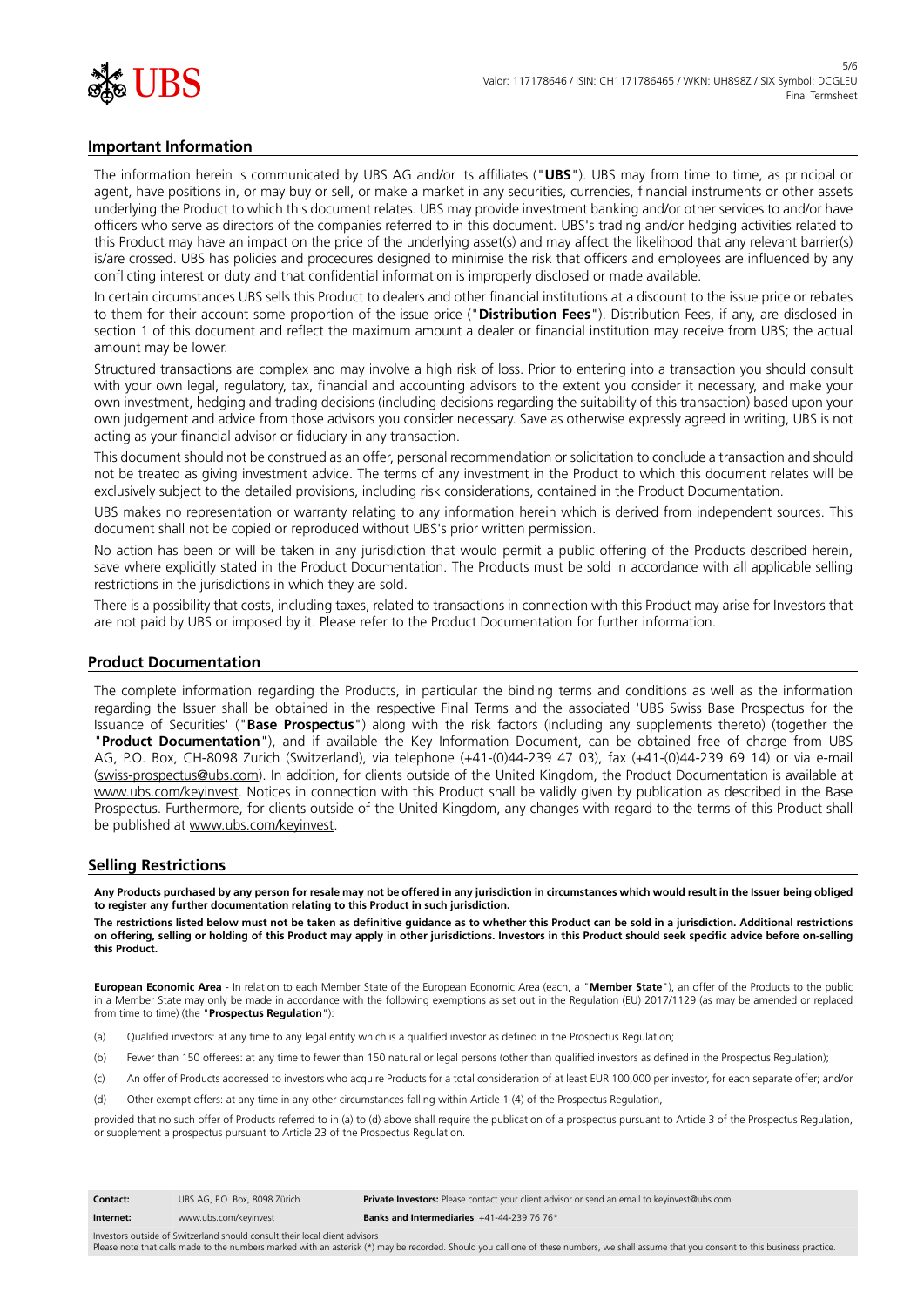## Important Information

The information herein is communicated by UBS AG and/or its affiliates ("**UBS**"). UBS may from time to time, as principal or agent, have positions in, or may buy or sell, or make a market in any securities, currencies, financial instruments or other assets underlying the Product to which this document relates. UBS may provide investment banking and/or other services to and/or have officers who serve as directors of the companies referred to in this document. UBS's trading and/or hedging activities related to this Product may have an impact on the price of the underlying asset(s) and may affect the likelihood that any relevant barrier(s) is/are crossed. UBS has policies and procedures designed to minimise the risk that officers and employees are influenced by any conflicting interest or duty and that confidential information is improperly disclosed or made available.

In certain circumstances UBS sells this Product to dealers and other financial institutions at a discount to the issue price or rebates to them for their account some proportion of the issue price ("**Distribution Fees**"). Distribution Fees, if any, are disclosed in section 1 of this document and reflect the maximum amount a dealer or financial institution may receive from UBS; the actual amount may be lower.

Structured transactions are complex and may involve a high risk of loss. Prior to entering into a transaction you should consult with your own legal, regulatory, tax, financial and accounting advisors to the extent you consider it necessary, and make your own investment, hedging and trading decisions (including decisions regarding the suitability of this transaction) based upon your own judgement and advice from those advisors you consider necessary. Save as otherwise expressly agreed in writing, UBS is not acting as your financial advisor or fiduciary in any transaction.

This document should not be construed as an offer, personal recommendation or solicitation to conclude a transaction and should not be treated as giving investment advice. The terms of any investment in the Product to which this document relates will be exclusively subject to the detailed provisions, including risk considerations, contained in the Product Documentation.

UBS makes no representation or warranty relating to any information herein which is derived from independent sources. This document shall not be copied or reproduced without UBS's prior written permission.

No action has been or will be taken in any jurisdiction that would permit a public offering of the Products described herein, save where explicitly stated in the Product Documentation. The Products must be sold in accordance with all applicable selling restrictions in the jurisdictions in which they are sold.

There is a possibility that costs, including taxes, related to transactions in connection with this Product may arise for Investors that are not paid by UBS or imposed by it. Please refer to the Product Documentation for further information.

## Product Documentation

The complete information regarding the Products, in particular the binding terms and conditions as well as the information regarding the Issuer shall be obtained in the respective Final Terms and the associated 'UBS Swiss Base Prospectus for the Issuance of Securities' ("**Base Prospectus**") along with the risk factors (including any supplements thereto) (together the "**Product Documentation**"), and if available the Key Information Document, can be obtained free of charge from UBS AG, P.O. Box, CH-8098 Zurich (Switzerland), via telephone (+41-(0)44-239 47 03), fax (+41-(0)44-239 69 14) or via e-mail (swiss-prospectus@ubs.com). In addition, for clients outside of the United Kingdom, the Product Documentation is available at www.ubs.com/keyinvest. Notices in connection with this Product shall be validly given by publication as described in the Base Prospectus. Furthermore, for clients outside of the United Kingdom, any changes with regard to the terms of this Product shall be published at www.ubs.com/keyinvest.

## Selling Restrictions

**Any Products purchased by any person for resale may not be offered in any jurisdiction in circumstances which would result in the Issuer being obliged to register any further documentation relating to this Product in such jurisdiction.**

**The restrictions listed below must not be taken as definitive guidance as to whether this Product can be sold in a jurisdiction. Additional restrictions on offering, selling or holding of this Product may apply in other jurisdictions. Investors in this Product should seek specific advice before on-selling this Product.**

**European Economic Area** - In relation to each Member State of the European Economic Area (each, a "**Member State**"), an offer of the Products to the public in a Member State may only be made in accordance with the following exemptions as set out in the Regulation (EU) 2017/1129 (as may be amended or replaced from time to time) (the "**Prospectus Regulation**"):

(a) Qualified investors: at any time to any legal entity which is a qualified investor as defined in the Prospectus Regulation;

(b) Fewer than 150 offerees: at any time to fewer than 150 natural or legal persons (other than qualified investors as defined in the Prospectus Regulation);

(c) An offer of Products addressed to investors who acquire Products for a total consideration of at least EUR 100,000 per investor, for each separate offer; and/or

(d) Other exempt offers: at any time in any other circumstances falling within Article 1 (4) of the Prospectus Regulation,

provided that no such offer of Products referred to in (a) to (d) above shall require the publication of a prospectus pursuant to Article 3 of the Prospectus Regulation, or supplement a prospectus pursuant to Article 23 of the Prospectus Regulation.

| **Contact:** | UBS AG, P.O. Box, 8098 Zürich | **Private Investors:** Please contact your client advisor or send an email to keyinvest@ubs.com |
|---|---|---|
| **Internet:** | www.ubs.com/keyinvest | **Banks and Intermediaries**: +41-44-239 76 76* |

Investors outside of Switzerland should consult their local client advisors
Please note that calls made to the numbers marked with an asterisk (*) may be recorded. Should you call one of these numbers, we shall assume that you consent to this business practice.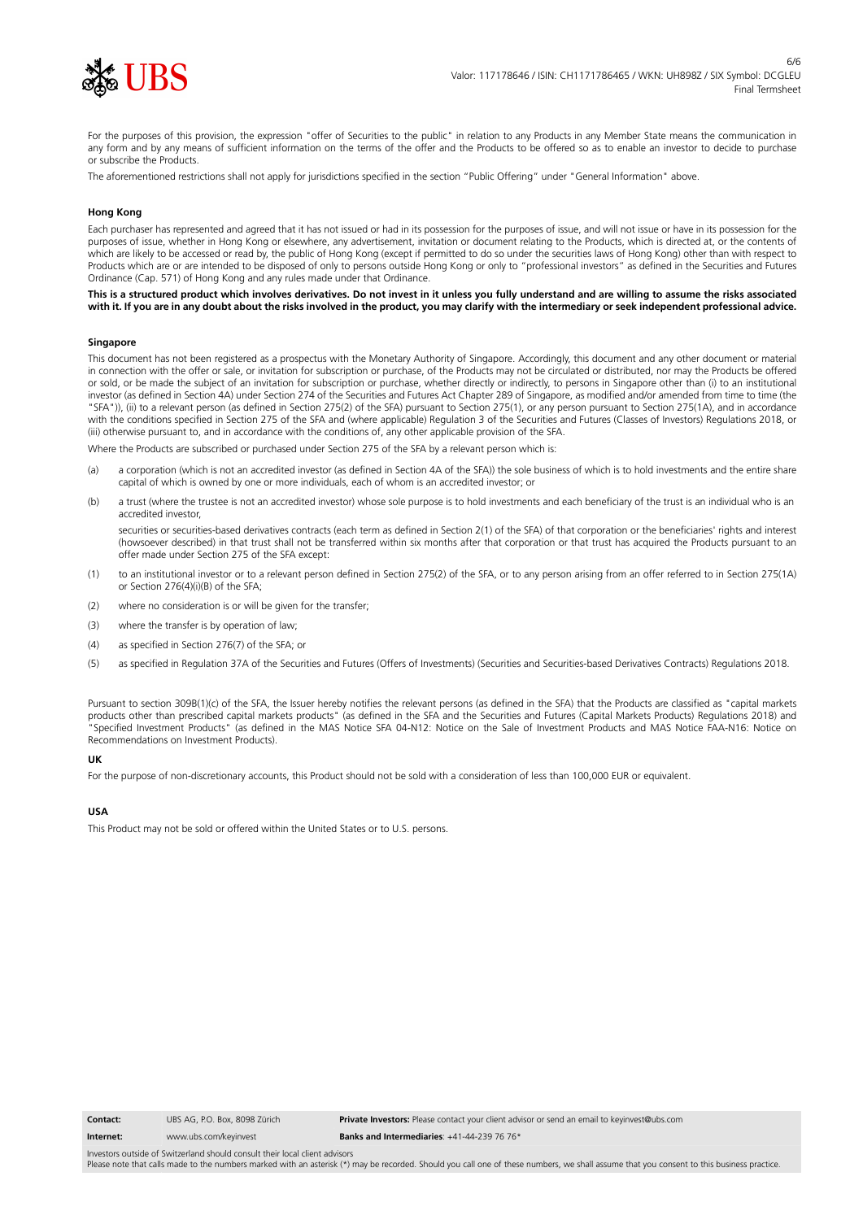For the purposes of this provision, the expression "offer of Securities to the public" in relation to any Products in any Member State means the communication in any form and by any means of sufficient information on the terms of the offer and the Products to be offered so as to enable an investor to decide to purchase or subscribe the Products.

The aforementioned restrictions shall not apply for jurisdictions specified in the section "Public Offering" under "General Information" above.

**Hong Kong**

Each purchaser has represented and agreed that it has not issued or had in its possession for the purposes of issue, and will not issue or have in its possession for the purposes of issue, whether in Hong Kong or elsewhere, any advertisement, invitation or document relating to the Products, which is directed at, or the contents of which are likely to be accessed or read by, the public of Hong Kong (except if permitted to do so under the securities laws of Hong Kong) other than with respect to Products which are or are intended to be disposed of only to persons outside Hong Kong or only to "professional investors" as defined in the Securities and Futures Ordinance (Cap. 571) of Hong Kong and any rules made under that Ordinance.

**This is a structured product which involves derivatives. Do not invest in it unless you fully understand and are willing to assume the risks associated with it. If you are in any doubt about the risks involved in the product, you may clarify with the intermediary or seek independent professional advice.**

**Singapore**

This document has not been registered as a prospectus with the Monetary Authority of Singapore. Accordingly, this document and any other document or material in connection with the offer or sale, or invitation for subscription or purchase, of the Products may not be circulated or distributed, nor may the Products be offered or sold, or be made the subject of an invitation for subscription or purchase, whether directly or indirectly, to persons in Singapore other than (i) to an institutional investor (as defined in Section 4A) under Section 274 of the Securities and Futures Act Chapter 289 of Singapore, as modified and/or amended from time to time (the "SFA")), (ii) to a relevant person (as defined in Section 275(2) of the SFA) pursuant to Section 275(1), or any person pursuant to Section 275(1A), and in accordance with the conditions specified in Section 275 of the SFA and (where applicable) Regulation 3 of the Securities and Futures (Classes of Investors) Regulations 2018, or (iii) otherwise pursuant to, and in accordance with the conditions of, any other applicable provision of the SFA.

Where the Products are subscribed or purchased under Section 275 of the SFA by a relevant person which is:

(a) a corporation (which is not an accredited investor (as defined in Section 4A of the SFA)) the sole business of which is to hold investments and the entire share capital of which is owned by one or more individuals, each of whom is an accredited investor; or

(b) a trust (where the trustee is not an accredited investor) whose sole purpose is to hold investments and each beneficiary of the trust is an individual who is an accredited investor,

securities or securities-based derivatives contracts (each term as defined in Section 2(1) of the SFA) of that corporation or the beneficiaries' rights and interest (howsoever described) in that trust shall not be transferred within six months after that corporation or that trust has acquired the Products pursuant to an offer made under Section 275 of the SFA except:

(1) to an institutional investor or to a relevant person defined in Section 275(2) of the SFA, or to any person arising from an offer referred to in Section 275(1A) or Section 276(4)(i)(B) of the SFA;

(2) where no consideration is or will be given for the transfer;

(3) where the transfer is by operation of law;

(4) as specified in Section 276(7) of the SFA; or

(5) as specified in Regulation 37A of the Securities and Futures (Offers of Investments) (Securities and Securities-based Derivatives Contracts) Regulations 2018.

Pursuant to section 309B(1)(c) of the SFA, the Issuer hereby notifies the relevant persons (as defined in the SFA) that the Products are classified as "capital markets products other than prescribed capital markets products" (as defined in the SFA and the Securities and Futures (Capital Markets Products) Regulations 2018) and "Specified Investment Products" (as defined in the MAS Notice SFA 04-N12: Notice on the Sale of Investment Products and MAS Notice FAA-N16: Notice on Recommendations on Investment Products).

**UK**

For the purpose of non-discretionary accounts, this Product should not be sold with a consideration of less than 100,000 EUR or equivalent.

**USA**

This Product may not be sold or offered within the United States or to U.S. persons.

| | | |
|---|---|---|
| **Contact:** | UBS AG, P.O. Box, 8098 Zürich | **Private Investors:** Please contact your client advisor or send an email to keyinvest@ubs.com |
| **Internet:** | www.ubs.com/keyinvest | **Banks and Intermediaries**: +41-44-239 76 76* |

Investors outside of Switzerland should consult their local client advisors

Please note that calls made to the numbers marked with an asterisk (*) may be recorded. Should you call one of these numbers, we shall assume that you consent to this business practice.